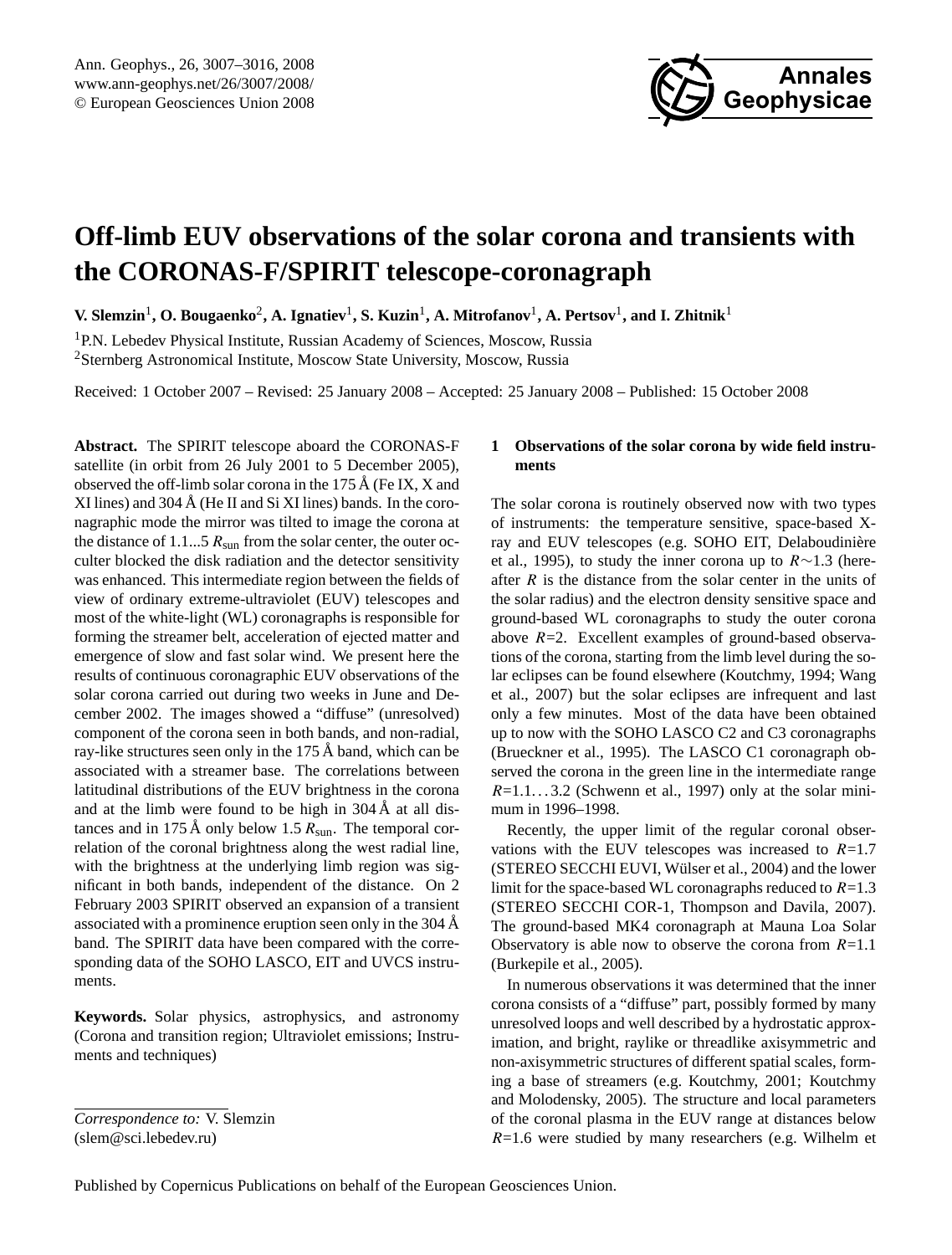# Off-limb EUV observations of the solar corona and transients with the CORONAS-F/SPIRIT telescope-coronagraph

**V. Slemzin[1], O. Bougaenko[2], A. Ignatiev[1], S. Kuzin[1], A. Mitrofanov[1], A. Pertsov[1], and I. Zhitnik[1]**

[1]P.N. Lebedev Physical Institute, Russian Academy of Sciences, Moscow, Russia

[2]Sternberg Astronomical Institute, Moscow State University, Moscow, Russia

Received: 1 October 2007 – Revised: 25 January 2008 – Accepted: 25 January 2008 – Published: 15 October 2008

**Abstract.** The SPIRIT telescope aboard the CORONAS-F satellite (in orbit from 26 July 2001 to 5 December 2005), observed the off-limb solar corona in the 175 Å (Fe IX, X and XI lines) and 304 Å (He II and Si XI lines) bands. In the coronagraphic mode the mirror was tilted to image the corona at the distance of 1.1...5 $R_{\text{sun}}$ from the solar center, the outer occulter blocked the disk radiation and the detector sensitivity was enhanced. This intermediate region between the fields of view of ordinary extreme-ultraviolet (EUV) telescopes and most of the white-light (WL) coronagraphs is responsible for forming the streamer belt, acceleration of ejected matter and emergence of slow and fast solar wind. We present here the results of continuous coronagraphic EUV observations of the solar corona carried out during two weeks in June and December 2002. The images showed a "diffuse" (unresolved) component of the corona seen in both bands, and non-radial, ray-like structures seen only in the 175 Å band, which can be associated with a streamer base. The correlations between latitudinal distributions of the EUV brightness in the corona and at the limb were found to be high in 304 Å at all distances and in 175 Å only below 1.5 $R_{\text{sun}}$. The temporal correlation of the coronal brightness along the west radial line, with the brightness at the underlying limb region was significant in both bands, independent of the distance. On 2 February 2003 SPIRIT observed an expansion of a transient associated with a prominence eruption seen only in the 304 Å band. The SPIRIT data have been compared with the corresponding data of the SOHO LASCO, EIT and UVCS instruments.

**Keywords.** Solar physics, astrophysics, and astronomy (Corona and transition region; Ultraviolet emissions; Instruments and techniques)

*Correspondence to:* V. Slemzin
(slem@sci.lebedev.ru)

## 1 Observations of the solar corona by wide field instruments

The solar corona is routinely observed now with two types of instruments: the temperature sensitive, space-based X-ray and EUV telescopes (e.g. SOHO EIT, Delaboudinière et al., 1995), to study the inner corona up to $R\sim1.3$ (hereafter $R$ is the distance from the solar center in the units of the solar radius) and the electron density sensitive space and ground-based WL coronagraphs to study the outer corona above $R=2$. Excellent examples of ground-based observations of the corona, starting from the limb level during the solar eclipses can be found elsewhere (Koutchmy, 1994; Wang et al., 2007) but the solar eclipses are infrequent and last only a few minutes. Most of the data have been obtained up to now with the SOHO LASCO C2 and C3 coronagraphs (Brueckner et al., 1995). The LASCO C1 coronagraph observed the corona in the green line in the intermediate range $R=1.1\ldots3.2$ (Schwenn et al., 1997) only at the solar minimum in 1996–1998.

Recently, the upper limit of the regular coronal observations with the EUV telescopes was increased to $R=1.7$ (STEREO SECCHI EUVI, Wülser et al., 2004) and the lower limit for the space-based WL coronagraphs reduced to $R=1.3$ (STEREO SECCHI COR-1, Thompson and Davila, 2007). The ground-based MK4 coronagraph at Mauna Loa Solar Observatory is able now to observe the corona from $R=1.1$ (Burkepile et al., 2005).

In numerous observations it was determined that the inner corona consists of a "diffuse" part, possibly formed by many unresolved loops and well described by a hydrostatic approximation, and bright, raylike or threadlike axisymmetric and non-axisymmetric structures of different spatial scales, forming a base of streamers (e.g. Koutchmy, 2001; Koutchmy and Molodensky, 2005). The structure and local parameters of the coronal plasma in the EUV range at distances below $R=1.6$ were studied by many researchers (e.g. Wilhelm et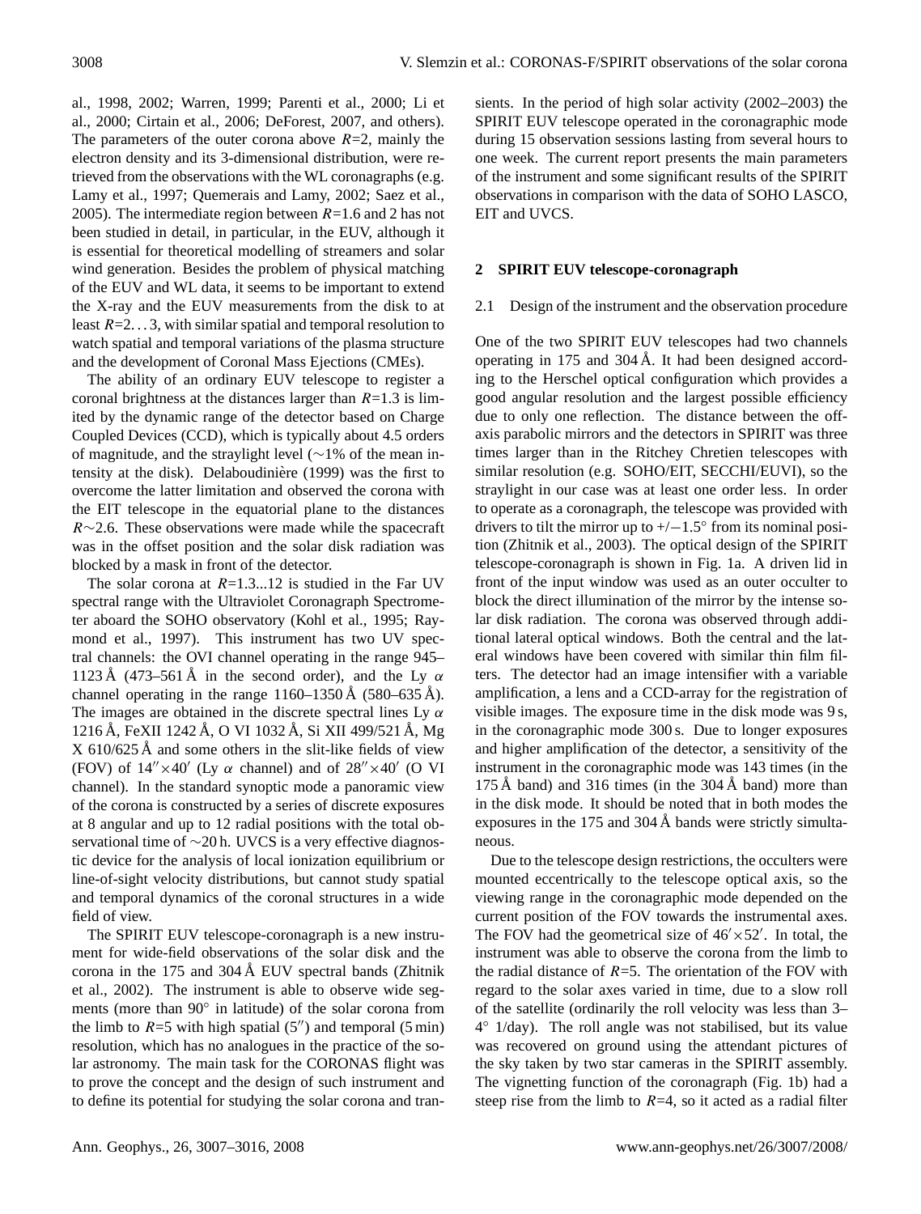al., 1998, 2002; Warren, 1999; Parenti et al., 2000; Li et al., 2000; Cirtain et al., 2006; DeForest, 2007, and others). The parameters of the outer corona above $R$=2, mainly the electron density and its 3-dimensional distribution, were retrieved from the observations with the WL coronagraphs (e.g. Lamy et al., 1997; Quemerais and Lamy, 2002; Saez et al., 2005). The intermediate region between $R$=1.6 and 2 has not been studied in detail, in particular, in the EUV, although it is essential for theoretical modelling of streamers and solar wind generation. Besides the problem of physical matching of the EUV and WL data, it seems to be important to extend the X-ray and the EUV measurements from the disk to at least $R$=2. . . 3, with similar spatial and temporal resolution to watch spatial and temporal variations of the plasma structure and the development of Coronal Mass Ejections (CMEs).

The ability of an ordinary EUV telescope to register a coronal brightness at the distances larger than $R$=1.3 is limited by the dynamic range of the detector based on Charge Coupled Devices (CCD), which is typically about 4.5 orders of magnitude, and the straylight level (∼1% of the mean intensity at the disk). Delaboudinière (1999) was the first to overcome the latter limitation and observed the corona with the EIT telescope in the equatorial plane to the distances $R$∼2.6. These observations were made while the spacecraft was in the offset position and the solar disk radiation was blocked by a mask in front of the detector.

The solar corona at $R$=1.3...12 is studied in the Far UV spectral range with the Ultraviolet Coronagraph Spectrometer aboard the SOHO observatory (Kohl et al., 1995; Raymond et al., 1997). This instrument has two UV spectral channels: the OVI channel operating in the range 945–1123 Å (473–561 Å in the second order), and the Ly $\alpha$ channel operating in the range 1160–1350 Å (580–635 Å). The images are obtained in the discrete spectral lines Ly $\alpha$ 1216 Å, FeXII 1242 Å, O VI 1032 Å, Si XII 499/521 Å, Mg X 610/625 Å and some others in the slit-like fields of view (FOV) of $14'' \times 40'$ (Ly $\alpha$ channel) and of $28'' \times 40'$ (O VI channel). In the standard synoptic mode a panoramic view of the corona is constructed by a series of discrete exposures at 8 angular and up to 12 radial positions with the total observational time of ∼20 h. UVCS is a very effective diagnostic device for the analysis of local ionization equilibrium or line-of-sight velocity distributions, but cannot study spatial and temporal dynamics of the coronal structures in a wide field of view.

The SPIRIT EUV telescope-coronagraph is a new instrument for wide-field observations of the solar disk and the corona in the 175 and 304 Å EUV spectral bands (Zhitnik et al., 2002). The instrument is able to observe wide segments (more than 90° in latitude) of the solar corona from the limb to $R$=5 with high spatial ($5''$) and temporal (5 min) resolution, which has no analogues in the practice of the solar astronomy. The main task for the CORONAS flight was to prove the concept and the design of such instrument and to define its potential for studying the solar corona and transients. In the period of high solar activity (2002–2003) the SPIRIT EUV telescope operated in the coronagraphic mode during 15 observation sessions lasting from several hours to one week. The current report presents the main parameters of the instrument and some significant results of the SPIRIT observations in comparison with the data of SOHO LASCO, EIT and UVCS.

## 2 SPIRIT EUV telescope-coronagraph

### 2.1 Design of the instrument and the observation procedure

One of the two SPIRIT EUV telescopes had two channels operating in 175 and 304 Å. It had been designed according to the Herschel optical configuration which provides a good angular resolution and the largest possible efficiency due to only one reflection. The distance between the off-axis parabolic mirrors and the detectors in SPIRIT was three times larger than in the Ritchey Chretien telescopes with similar resolution (e.g. SOHO/EIT, SECCHI/EUVI), so the straylight in our case was at least one order less. In order to operate as a coronagraph, the telescope was provided with drivers to tilt the mirror up to +/−1.5° from its nominal position (Zhitnik et al., 2003). The optical design of the SPIRIT telescope-coronagraph is shown in Fig. 1a. A driven lid in front of the input window was used as an outer occulter to block the direct illumination of the mirror by the intense solar disk radiation. The corona was observed through additional lateral optical windows. Both the central and the lateral windows have been covered with similar thin film filters. The detector had an image intensifier with a variable amplification, a lens and a CCD-array for the registration of visible images. The exposure time in the disk mode was 9 s, in the coronagraphic mode 300 s. Due to longer exposures and higher amplification of the detector, a sensitivity of the instrument in the coronagraphic mode was 143 times (in the 175 Å band) and 316 times (in the 304 Å band) more than in the disk mode. It should be noted that in both modes the exposures in the 175 and 304 Å bands were strictly simultaneous.

Due to the telescope design restrictions, the occulters were mounted eccentrically to the telescope optical axis, so the viewing range in the coronagraphic mode depended on the current position of the FOV towards the instrumental axes. The FOV had the geometrical size of $46' \times 52'$. In total, the instrument was able to observe the corona from the limb to the radial distance of $R$=5. The orientation of the FOV with regard to the solar axes varied in time, due to a slow roll of the satellite (ordinarily the roll velocity was less than 3–4° 1/day). The roll angle was not stabilised, but its value was recovered on ground using the attendant pictures of the sky taken by two star cameras in the SPIRIT assembly. The vignetting function of the coronagraph (Fig. 1b) had a steep rise from the limb to $R$=4, so it acted as a radial filter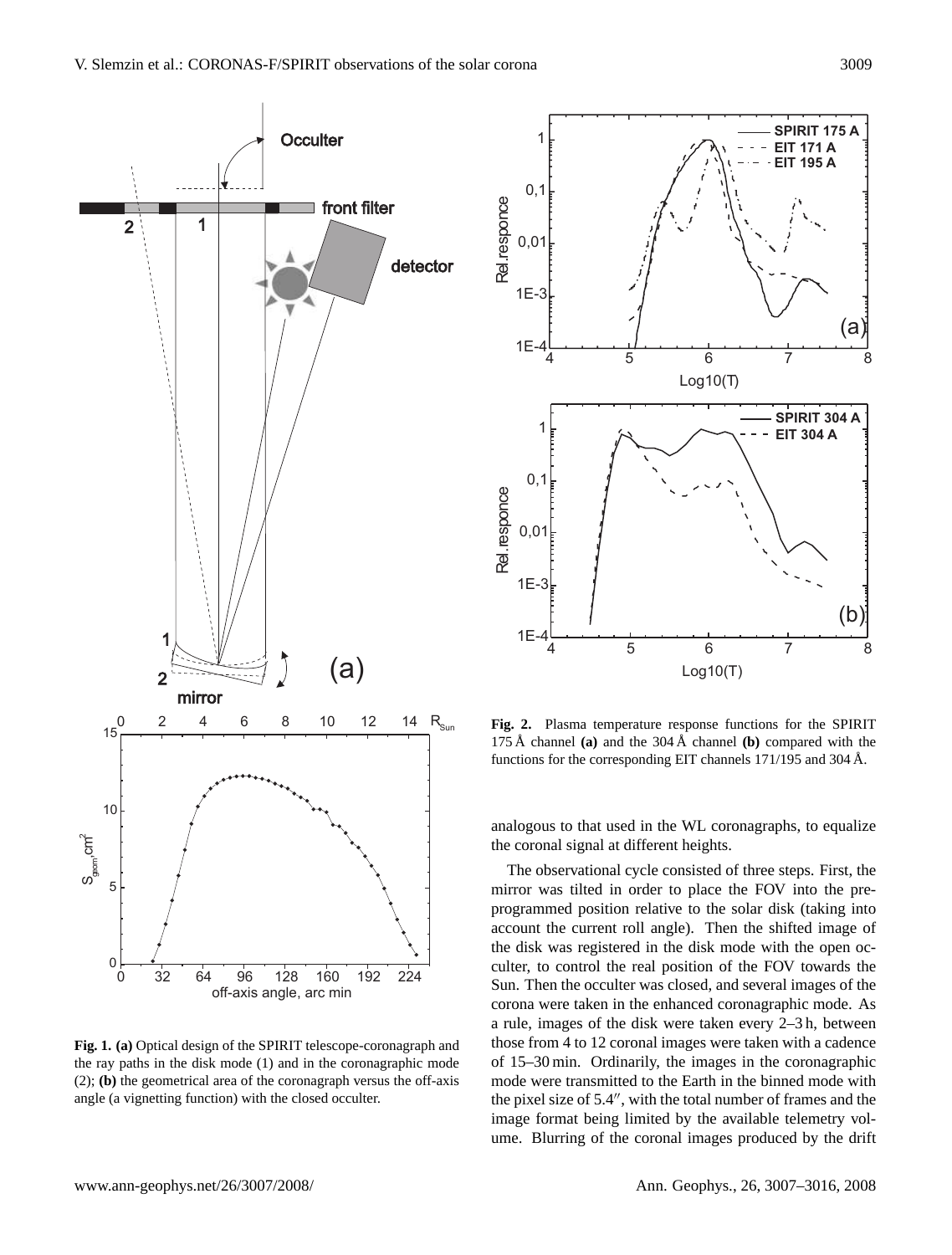**Fig. 1. (a)** Optical design of the SPIRIT telescope-coronagraph and the ray paths in the disk mode (1) and in the coronagraphic mode (2); **(b)** the geometrical area of the coronagraph versus the off-axis angle (a vignetting function) with the closed occulter.

**Fig. 2.** Plasma temperature response functions for the SPIRIT 175 Å channel **(a)** and the 304 Å channel **(b)** compared with the functions for the corresponding EIT channels 171/195 and 304 Å.

analogous to that used in the WL coronagraphs, to equalize the coronal signal at different heights.

The observational cycle consisted of three steps. First, the mirror was tilted in order to place the FOV into the pre-programmed position relative to the solar disk (taking into account the current roll angle). Then the shifted image of the disk was registered in the disk mode with the open occulter, to control the real position of the FOV towards the Sun. Then the occulter was closed, and several images of the corona were taken in the enhanced coronagraphic mode. As a rule, images of the disk were taken every 2–3 h, between those from 4 to 12 coronal images were taken with a cadence of 15–30 min. Ordinarily, the images in the coronagraphic mode were transmitted to the Earth in the binned mode with the pixel size of 5.4″, with the total number of frames and the image format being limited by the available telemetry volume. Blurring of the coronal images produced by the drift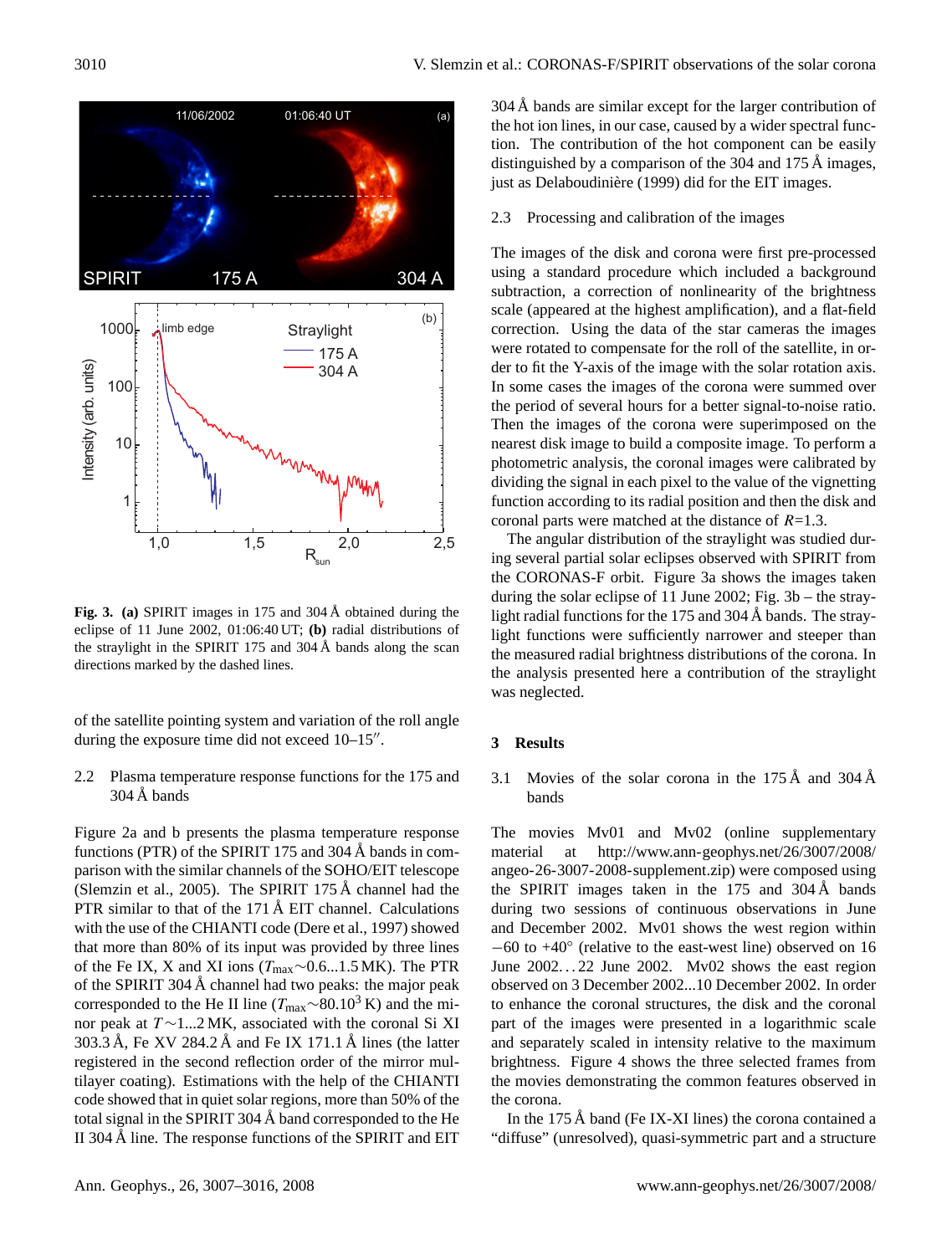**Fig. 3.** **(a)** SPIRIT images in 175 and 304 Å obtained during the eclipse of 11 June 2002, 01:06:40 UT; **(b)** radial distributions of the straylight in the SPIRIT 175 and 304 Å bands along the scan directions marked by the dashed lines.

of the satellite pointing system and variation of the roll angle during the exposure time did not exceed 10–15″.

### 2.2 Plasma temperature response functions for the 175 and 304 Å bands

Figure 2a and b presents the plasma temperature response functions (PTR) of the SPIRIT 175 and 304 Å bands in comparison with the similar channels of the SOHO/EIT telescope (Slemzin et al., 2005). The SPIRIT 175 Å channel had the PTR similar to that of the 171 Å EIT channel. Calculations with the use of the CHIANTI code (Dere et al., 1997) showed that more than 80% of its input was provided by three lines of the Fe IX, X and XI ions ($T_{max}$~0.6...1.5 MK). The PTR of the SPIRIT 304 Å channel had two peaks: the major peak corresponded to the He II line ($T_{max}$~$80.10^3$ K) and the minor peak at $T$~1...2 MK, associated with the coronal Si XI 303.3 Å, Fe XV 284.2 Å and Fe IX 171.1 Å lines (the latter registered in the second reflection order of the mirror multilayer coating). Estimations with the help of the CHIANTI code showed that in quiet solar regions, more than 50% of the total signal in the SPIRIT 304 Å band corresponded to the He II 304 Å line. The response functions of the SPIRIT and EIT 304 Å bands are similar except for the larger contribution of the hot ion lines, in our case, caused by a wider spectral function. The contribution of the hot component can be easily distinguished by a comparison of the 304 and 175 Å images, just as Delaboudinière (1999) did for the EIT images.

### 2.3 Processing and calibration of the images

The images of the disk and corona were first pre-processed using a standard procedure which included a background subtraction, a correction of nonlinearity of the brightness scale (appeared at the highest amplification), and a flat-field correction. Using the data of the star cameras the images were rotated to compensate for the roll of the satellite, in order to fit the Y-axis of the image with the solar rotation axis. In some cases the images of the corona were summed over the period of several hours for a better signal-to-noise ratio. Then the images of the corona were superimposed on the nearest disk image to build a composite image. To perform a photometric analysis, the coronal images were calibrated by dividing the signal in each pixel to the value of the vignetting function according to its radial position and then the disk and coronal parts were matched at the distance of $R$=1.3.

The angular distribution of the straylight was studied during several partial solar eclipses observed with SPIRIT from the CORONAS-F orbit. Figure 3a shows the images taken during the solar eclipse of 11 June 2002; Fig. 3b – the straylight radial functions for the 175 and 304 Å bands. The straylight functions were sufficiently narrower and steeper than the measured radial brightness distributions of the corona. In the analysis presented here a contribution of the straylight was neglected.

## 3 Results

### 3.1 Movies of the solar corona in the 175 Å and 304 Å bands

The movies Mv01 and Mv02 (online supplementary material at http://www.ann-geophys.net/26/3007/2008/angeo-26-3007-2008-supplement.zip) were composed using the SPIRIT images taken in the 175 and 304 Å bands during two sessions of continuous observations in June and December 2002. Mv01 shows the west region within −60 to +40° (relative to the east-west line) observed on 16 June 2002…22 June 2002. Mv02 shows the east region observed on 3 December 2002...10 December 2002. In order to enhance the coronal structures, the disk and the coronal part of the images were presented in a logarithmic scale and separately scaled in intensity relative to the maximum brightness. Figure 4 shows the three selected frames from the movies demonstrating the common features observed in the corona.

In the 175 Å band (Fe IX-XI lines) the corona contained a “diffuse” (unresolved), quasi-symmetric part and a structure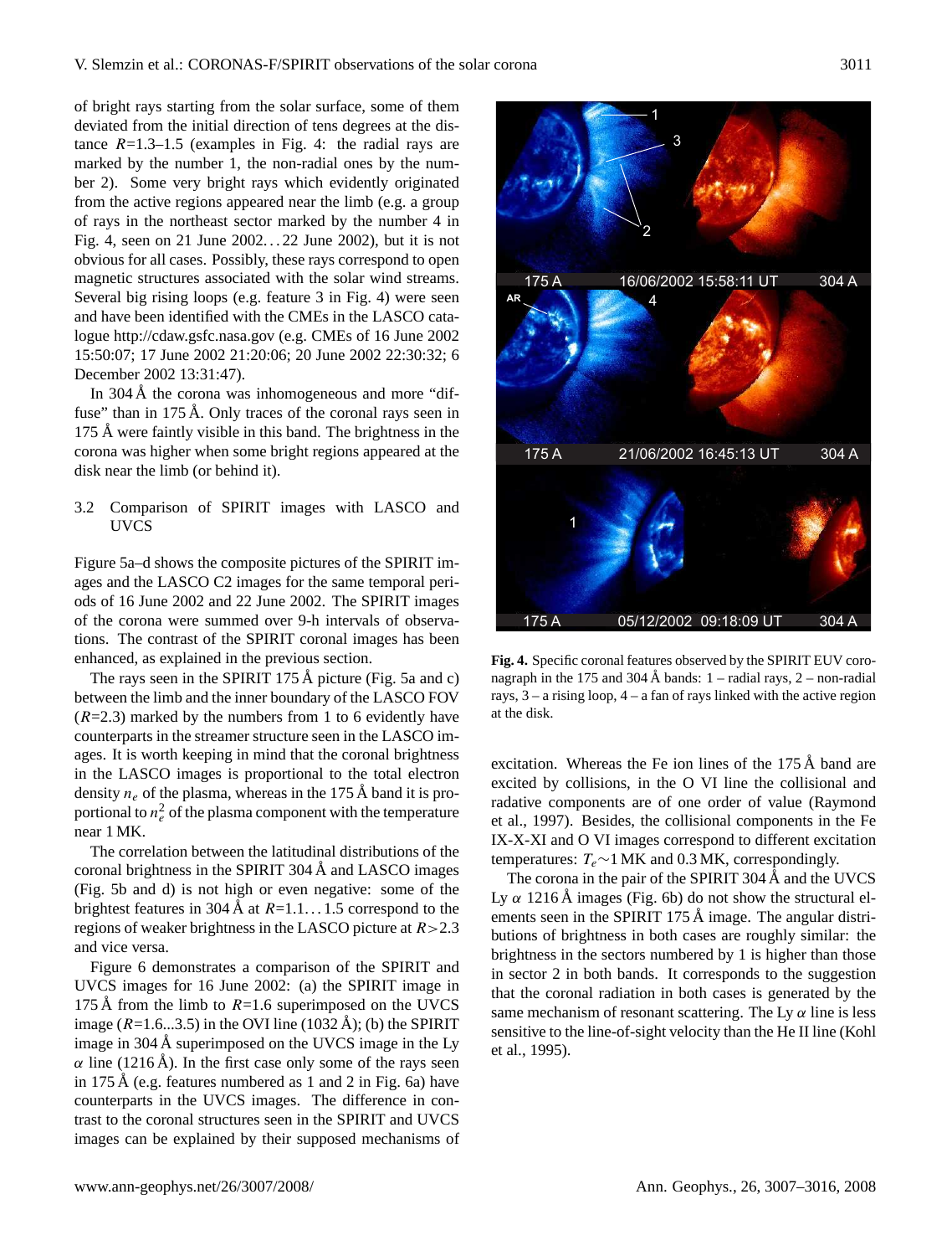of bright rays starting from the solar surface, some of them deviated from the initial direction of tens degrees at the distance $R$=1.3–1.5 (examples in Fig. 4: the radial rays are marked by the number 1, the non-radial ones by the number 2). Some very bright rays which evidently originated from the active regions appeared near the limb (e.g. a group of rays in the northeast sector marked by the number 4 in Fig. 4, seen on 21 June 2002…22 June 2002), but it is not obvious for all cases. Possibly, these rays correspond to open magnetic structures associated with the solar wind streams. Several big rising loops (e.g. feature 3 in Fig. 4) were seen and have been identified with the CMEs in the LASCO catalogue http://cdaw.gsfc.nasa.gov (e.g. CMEs of 16 June 2002 15:50:07; 17 June 2002 21:20:06; 20 June 2002 22:30:32; 6 December 2002 13:31:47).

In 304 Å the corona was inhomogeneous and more "diffuse" than in 175 Å. Only traces of the coronal rays seen in 175 Å were faintly visible in this band. The brightness in the corona was higher when some bright regions appeared at the disk near the limb (or behind it).

### 3.2 Comparison of SPIRIT images with LASCO and UVCS

Figure 5a–d shows the composite pictures of the SPIRIT images and the LASCO C2 images for the same temporal periods of 16 June 2002 and 22 June 2002. The SPIRIT images of the corona were summed over 9-h intervals of observations. The contrast of the SPIRIT coronal images has been enhanced, as explained in the previous section.

The rays seen in the SPIRIT 175 Å picture (Fig. 5a and c) between the limb and the inner boundary of the LASCO FOV ($R$=2.3) marked by the numbers from 1 to 6 evidently have counterparts in the streamer structure seen in the LASCO images. It is worth keeping in mind that the coronal brightness in the LASCO images is proportional to the total electron density $n_e$ of the plasma, whereas in the 175 Å band it is proportional to $n_e^2$ of the plasma component with the temperature near 1 MK.

The correlation between the latitudinal distributions of the coronal brightness in the SPIRIT 304 Å and LASCO images (Fig. 5b and d) is not high or even negative: some of the brightest features in 304 Å at $R$=1.1…1.5 correspond to the regions of weaker brightness in the LASCO picture at $R>2.3$ and vice versa.

Figure 6 demonstrates a comparison of the SPIRIT and UVCS images for 16 June 2002: (a) the SPIRIT image in 175 Å from the limb to $R$=1.6 superimposed on the UVCS image ($R$=1.6...3.5) in the OVI line (1032 Å); (b) the SPIRIT image in 304 Å superimposed on the UVCS image in the Ly $\alpha$ line (1216 Å). In the first case only some of the rays seen in 175 Å (e.g. features numbered as 1 and 2 in Fig. 6a) have counterparts in the UVCS images. The difference in contrast to the coronal structures seen in the SPIRIT and UVCS images can be explained by their supposed mechanisms of excitation. Whereas the Fe ion lines of the 175 Å band are excited by collisions, in the O VI line the collisional and radative components are of one order of value (Raymond et al., 1997). Besides, the collisional components in the Fe IX-X-XI and O VI images correspond to different excitation temperatures: $T_e$~1 MK and 0.3 MK, correspondingly.

The corona in the pair of the SPIRIT 304 Å and the UVCS Ly $\alpha$ 1216 Å images (Fig. 6b) do not show the structural elements seen in the SPIRIT 175 Å image. The angular distributions of brightness in both cases are roughly similar: the brightness in the sectors numbered by 1 is higher than those in sector 2 in both bands. It corresponds to the suggestion that the coronal radiation in both cases is generated by the same mechanism of resonant scattering. The Ly $\alpha$ line is less sensitive to the line-of-sight velocity than the He II line (Kohl et al., 1995).

**Fig. 4.** Specific coronal features observed by the SPIRIT EUV coronagraph in the 175 and 304 Å bands: 1 – radial rays, 2 – non-radial rays, 3 – a rising loop, 4 – a fan of rays linked with the active region at the disk.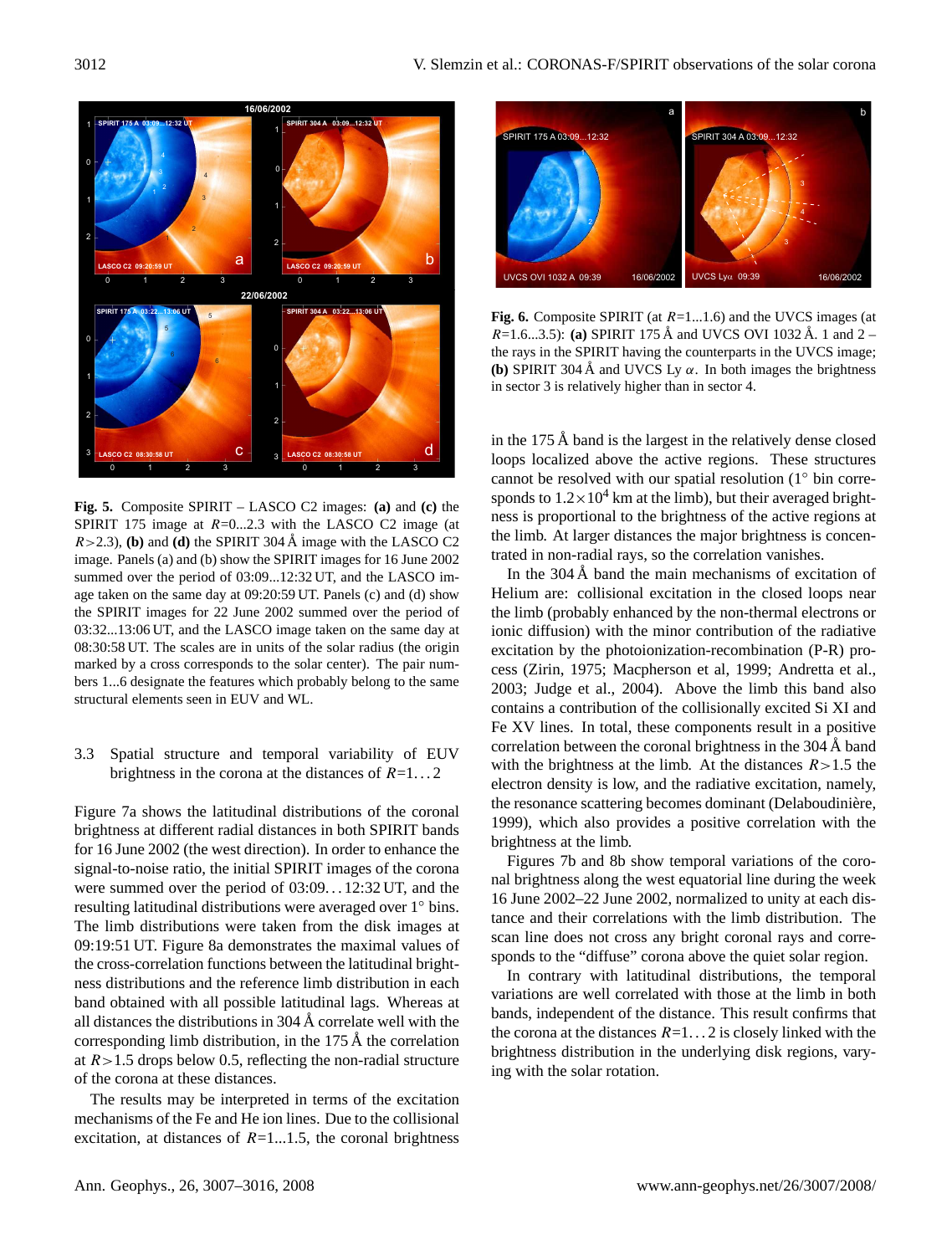**Fig. 5.** Composite SPIRIT – LASCO C2 images: **(a)** and **(c)** the SPIRIT 175 image at $R$=0...2.3 with the LASCO C2 image (at $R$>2.3), **(b)** and **(d)** the SPIRIT 304 Å image with the LASCO C2 image. Panels (a) and (b) show the SPIRIT images for 16 June 2002 summed over the period of 03:09...12:32 UT, and the LASCO image taken on the same day at 09:20:59 UT. Panels (c) and (d) show the SPIRIT images for 22 June 2002 summed over the period of 03:32...13:06 UT, and the LASCO image taken on the same day at 08:30:58 UT. The scales are in units of the solar radius (the origin marked by a cross corresponds to the solar center). The pair numbers 1...6 designate the features which probably belong to the same structural elements seen in EUV and WL.

**Fig. 6.** Composite SPIRIT (at $R$=1...1.6) and the UVCS images (at $R$=1.6...3.5): **(a)** SPIRIT 175 Å and UVCS OVI 1032 Å. 1 and 2 – the rays in the SPIRIT having the counterparts in the UVCS image; **(b)** SPIRIT 304 Å and UVCS Ly $\alpha$. In both images the brightness in sector 3 is relatively higher than in sector 4.

### 3.3 Spatial structure and temporal variability of EUV brightness in the corona at the distances of $R$=1...2

Figure 7a shows the latitudinal distributions of the coronal brightness at different radial distances in both SPIRIT bands for 16 June 2002 (the west direction). In order to enhance the signal-to-noise ratio, the initial SPIRIT images of the corona were summed over the period of 03:09...12:32 UT, and the resulting latitudinal distributions were averaged over 1° bins. The limb distributions were taken from the disk images at 09:19:51 UT. Figure 8a demonstrates the maximal values of the cross-correlation functions between the latitudinal brightness distributions and the reference limb distribution in each band obtained with all possible latitudinal lags. Whereas at all distances the distributions in 304 Å correlate well with the corresponding limb distribution, in the 175 Å the correlation at $R$>1.5 drops below 0.5, reflecting the non-radial structure of the corona at these distances.

The results may be interpreted in terms of the excitation mechanisms of the Fe and He ion lines. Due to the collisional excitation, at distances of $R$=1...1.5, the coronal brightness in the 175 Å band is the largest in the relatively dense closed loops localized above the active regions. These structures cannot be resolved with our spatial resolution (1° bin corresponds to $1.2\times10^4$ km at the limb), but their averaged brightness is proportional to the brightness of the active regions at the limb. At larger distances the major brightness is concentrated in non-radial rays, so the correlation vanishes.

In the 304 Å band the main mechanisms of excitation of Helium are: collisional excitation in the closed loops near the limb (probably enhanced by the non-thermal electrons or ionic diffusion) with the minor contribution of the radiative excitation by the photoionization-recombination (P-R) process (Zirin, 1975; Macpherson et al, 1999; Andretta et al., 2003; Judge et al., 2004). Above the limb this band also contains a contribution of the collisionally excited Si XI and Fe XV lines. In total, these components result in a positive correlation between the coronal brightness in the 304 Å band with the brightness at the limb. At the distances $R$>1.5 the electron density is low, and the radiative excitation, namely, the resonance scattering becomes dominant (Delaboudinière, 1999), which also provides a positive correlation with the brightness at the limb.

Figures 7b and 8b show temporal variations of the coronal brightness along the west equatorial line during the week 16 June 2002–22 June 2002, normalized to unity at each distance and their correlations with the limb distribution. The scan line does not cross any bright coronal rays and corresponds to the "diffuse" corona above the quiet solar region.

In contrary with latitudinal distributions, the temporal variations are well correlated with those at the limb in both bands, independent of the distance. This result confirms that the corona at the distances $R$=1...2 is closely linked with the brightness distribution in the underlying disk regions, varying with the solar rotation.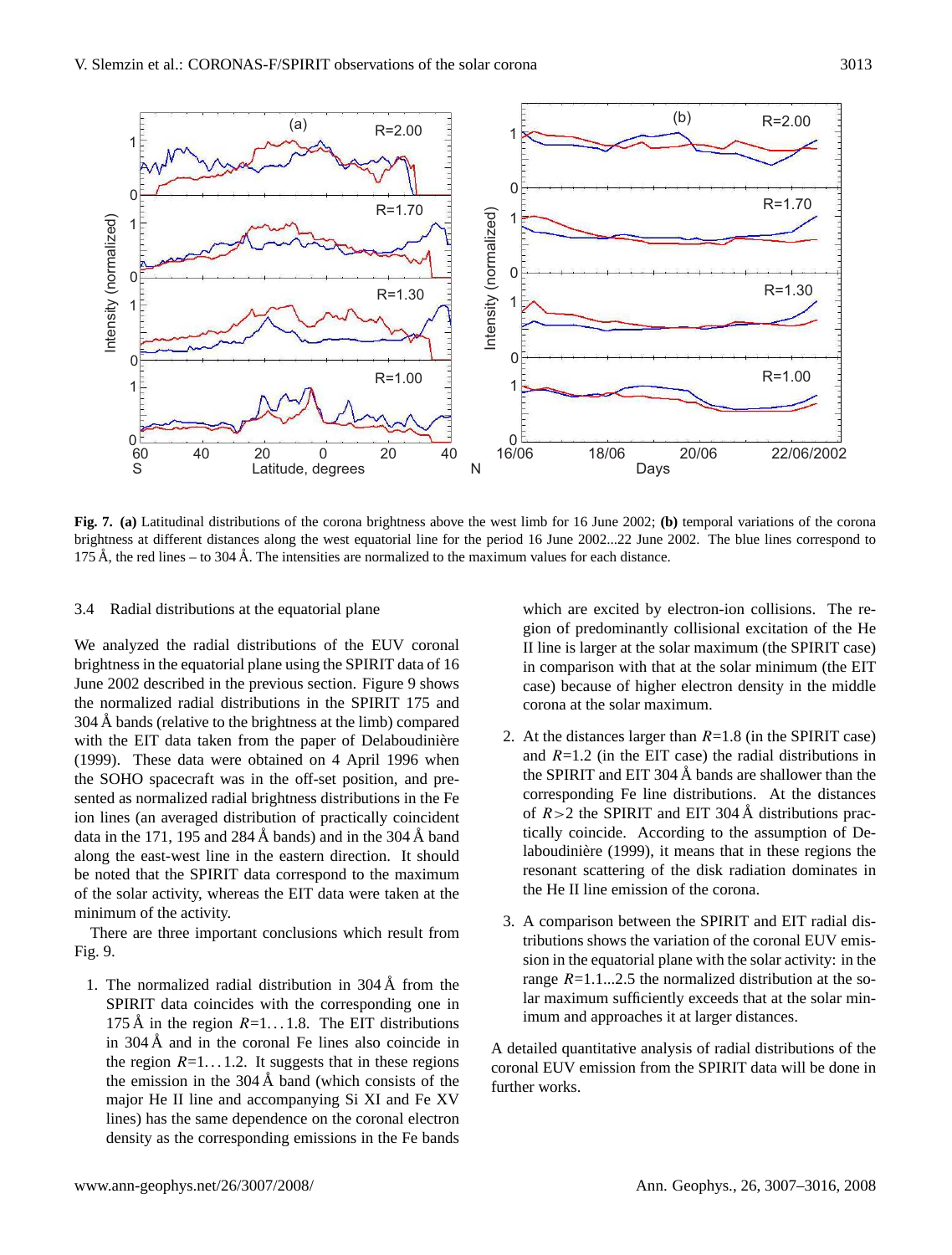**Fig. 7. (a)** Latitudinal distributions of the corona brightness above the west limb for 16 June 2002; **(b)** temporal variations of the corona brightness at different distances along the west equatorial line for the period 16 June 2002...22 June 2002. The blue lines correspond to 175 Å, the red lines – to 304 Å. The intensities are normalized to the maximum values for each distance.

### 3.4 Radial distributions at the equatorial plane

We analyzed the radial distributions of the EUV coronal brightness in the equatorial plane using the SPIRIT data of 16 June 2002 described in the previous section. Figure 9 shows the normalized radial distributions in the SPIRIT 175 and 304 Å bands (relative to the brightness at the limb) compared with the EIT data taken from the paper of Delaboudinière (1999). These data were obtained on 4 April 1996 when the SOHO spacecraft was in the off-set position, and presented as normalized radial brightness distributions in the Fe ion lines (an averaged distribution of practically coincident data in the 171, 195 and 284 Å bands) and in the 304 Å band along the east-west line in the eastern direction. It should be noted that the SPIRIT data correspond to the maximum of the solar activity, whereas the EIT data were taken at the minimum of the activity.

There are three important conclusions which result from Fig. 9.

1. The normalized radial distribution in 304 Å from the SPIRIT data coincides with the corresponding one in 175 Å in the region $R$=1…1.8. The EIT distributions in 304 Å and in the coronal Fe lines also coincide in the region $R$=1…1.2. It suggests that in these regions the emission in the 304 Å band (which consists of the major He II line and accompanying Si XI and Fe XV lines) has the same dependence on the coronal electron density as the corresponding emissions in the Fe bands which are excited by electron-ion collisions. The region of predominantly collisional excitation of the He II line is larger at the solar maximum (the SPIRIT case) in comparison with that at the solar minimum (the EIT case) because of higher electron density in the middle corona at the solar maximum.

2. At the distances larger than $R$=1.8 (in the SPIRIT case) and $R$=1.2 (in the EIT case) the radial distributions in the SPIRIT and EIT 304 Å bands are shallower than the corresponding Fe line distributions. At the distances of $R$>2 the SPIRIT and EIT 304 Å distributions practically coincide. According to the assumption of Delaboudinière (1999), it means that in these regions the resonant scattering of the disk radiation dominates in the He II line emission of the corona.

3. A comparison between the SPIRIT and EIT radial distributions shows the variation of the coronal EUV emission in the equatorial plane with the solar activity: in the range $R$=1.1...2.5 the normalized distribution at the solar maximum sufficiently exceeds that at the solar minimum and approaches it at larger distances.

A detailed quantitative analysis of radial distributions of the coronal EUV emission from the SPIRIT data will be done in further works.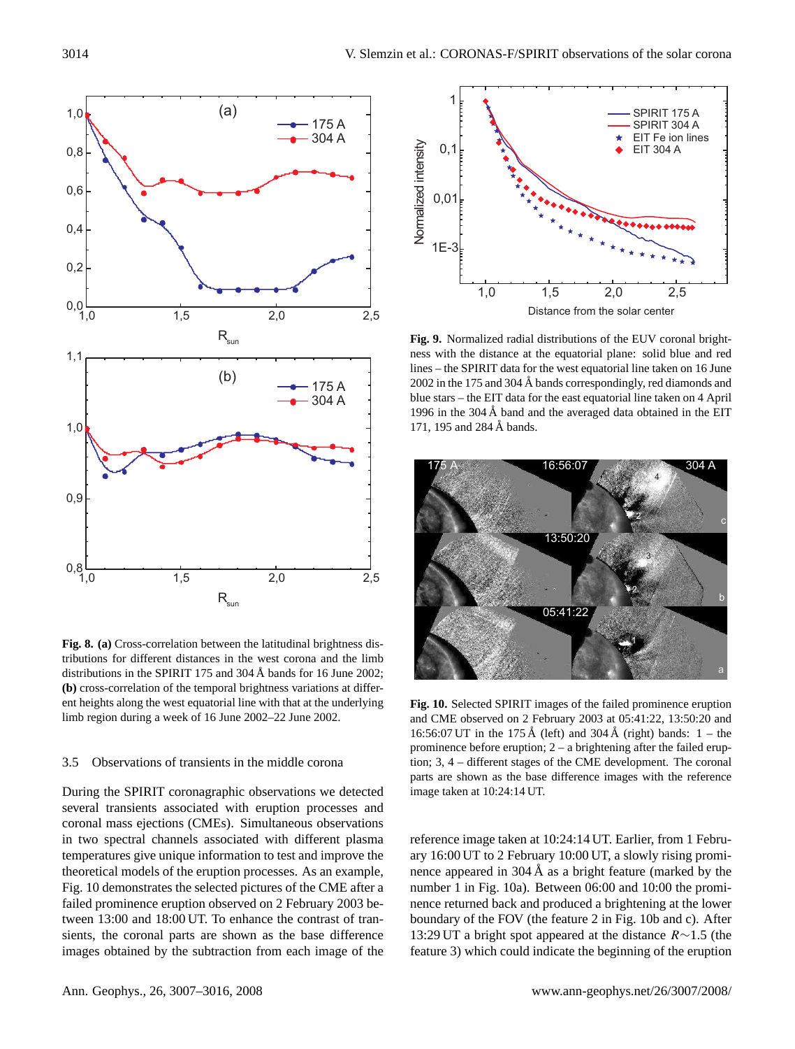**Fig. 8.** **(a)** Cross-correlation between the latitudinal brightness distributions for different distances in the west corona and the limb distributions in the SPIRIT 175 and 304 Å bands for 16 June 2002; **(b)** cross-correlation of the temporal brightness variations at different heights along the west equatorial line with that at the underlying limb region during a week of 16 June 2002–22 June 2002.

### 3.5 Observations of transients in the middle corona

During the SPIRIT coronagraphic observations we detected several transients associated with eruption processes and coronal mass ejections (CMEs). Simultaneous observations in two spectral channels associated with different plasma temperatures give unique information to test and improve the theoretical models of the eruption processes. As an example, Fig. 10 demonstrates the selected pictures of the CME after a failed prominence eruption observed on 2 February 2003 between 13:00 and 18:00 UT. To enhance the contrast of transients, the coronal parts are shown as the base difference images obtained by the subtraction from each image of the reference image taken at 10:24:14 UT. Earlier, from 1 February 16:00 UT to 2 February 10:00 UT, a slowly rising prominence appeared in 304 Å as a bright feature (marked by the number 1 in Fig. 10a). Between 06:00 and 10:00 the prominence returned back and produced a brightening at the lower boundary of the FOV (the feature 2 in Fig. 10b and c). After 13:29 UT a bright spot appeared at the distance $R\sim1.5$ (the feature 3) which could indicate the beginning of the eruption

**Fig. 9.** Normalized radial distributions of the EUV coronal brightness with the distance at the equatorial plane: solid blue and red lines – the SPIRIT data for the west equatorial line taken on 16 June 2002 in the 175 and 304 Å bands correspondingly, red diamonds and blue stars – the EIT data for the east equatorial line taken on 4 April 1996 in the 304 Å band and the averaged data obtained in the EIT 171, 195 and 284 Å bands.

**Fig. 10.** Selected SPIRIT images of the failed prominence eruption and CME observed on 2 February 2003 at 05:41:22, 13:50:20 and 16:56:07 UT in the 175 Å (left) and 304 Å (right) bands: 1 – the prominence before eruption; 2 – a brightening after the failed eruption; 3, 4 – different stages of the CME development. The coronal parts are shown as the base difference images with the reference image taken at 10:24:14 UT.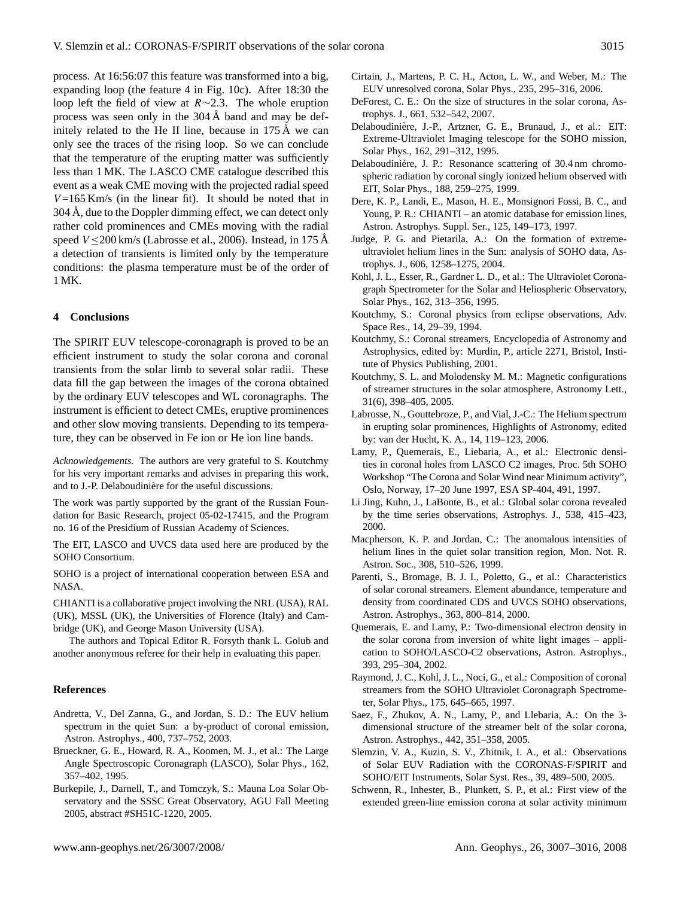process. At 16:56:07 this feature was transformed into a big, expanding loop (the feature 4 in Fig. 10c). After 18:30 the loop left the field of view at $R\sim 2.3$. The whole eruption process was seen only in the 304 Å band and may be definitely related to the He II line, because in 175 Å we can only see the traces of the rising loop. So we can conclude that the temperature of the erupting matter was sufficiently less than 1 MK. The LASCO CME catalogue described this event as a weak CME moving with the projected radial speed $V$=165 Km/s (in the linear fit). It should be noted that in 304 Å, due to the Doppler dimming effect, we can detect only rather cold prominences and CMEs moving with the radial speed $V \leq 200$ km/s (Labrosse et al., 2006). Instead, in 175 Å a detection of transients is limited only by the temperature conditions: the plasma temperature must be of the order of 1 MK.

## 4 Conclusions

The SPIRIT EUV telescope-coronagraph is proved to be an efficient instrument to study the solar corona and coronal transients from the solar limb to several solar radii. These data fill the gap between the images of the corona obtained by the ordinary EUV telescopes and WL coronagraphs. The instrument is efficient to detect CMEs, eruptive prominences and other slow moving transients. Depending to its temperature, they can be observed in Fe ion or He ion line bands.

*Acknowledgements.* The authors are very grateful to S. Koutchmy for his very important remarks and advises in preparing this work, and to J.-P. Delaboudinière for the useful discussions.

The work was partly supported by the grant of the Russian Foundation for Basic Research, project 05-02-17415, and the Program no. 16 of the Presidium of Russian Academy of Sciences.

The EIT, LASCO and UVCS data used here are produced by the SOHO Consortium.

SOHO is a project of international cooperation between ESA and NASA.

CHIANTI is a collaborative project involving the NRL (USA), RAL (UK), MSSL (UK), the Universities of Florence (Italy) and Cambridge (UK), and George Mason University (USA).

The authors and Topical Editor R. Forsyth thank L. Golub and another anonymous referee for their help in evaluating this paper.

## References

Andretta, V., Del Zanna, G., and Jordan, S. D.: The EUV helium spectrum in the quiet Sun: a by-product of coronal emission, Astron. Astrophys., 400, 737–752, 2003.

Brueckner, G. E., Howard, R. A., Koomen, M. J., et al.: The Large Angle Spectroscopic Coronagraph (LASCO), Solar Phys., 162, 357–402, 1995.

Burkepile, J., Darnell, T., and Tomczyk, S.: Mauna Loa Solar Observatory and the SSSC Great Observatory, AGU Fall Meeting 2005, abstract #SH51C-1220, 2005.

Cirtain, J., Martens, P. C. H., Acton, L. W., and Weber, M.: The EUV unresolved corona, Solar Phys., 235, 295–316, 2006.

DeForest, C. E.: On the size of structures in the solar corona, Astrophys. J., 661, 532–542, 2007.

Delaboudinière, J.-P., Artzner, G. E., Brunaud, J., et al.: EIT: Extreme-Ultraviolet Imaging telescope for the SOHO mission, Solar Phys., 162, 291–312, 1995.

Delaboudinière, J. P.: Resonance scattering of 30.4 nm chromospheric radiation by coronal singly ionized helium observed with EIT, Solar Phys., 188, 259–275, 1999.

Dere, K. P., Landi, E., Mason, H. E., Monsignori Fossi, B. C., and Young, P. R.: CHIANTI – an atomic database for emission lines, Astron. Astrophys. Suppl. Ser., 125, 149–173, 1997.

Judge, P. G. and Pietarila, A.: On the formation of extreme-ultraviolet helium lines in the Sun: analysis of SOHO data, Astrophys. J., 606, 1258–1275, 2004.

Kohl, J. L., Esser, R., Gardner L. D., et al.: The Ultraviolet Coronagraph Spectrometer for the Solar and Heliospheric Observatory, Solar Phys., 162, 313–356, 1995.

Koutchmy, S.: Coronal physics from eclipse observations, Adv. Space Res., 14, 29–39, 1994.

Koutchmy, S.: Coronal streamers, Encyclopedia of Astronomy and Astrophysics, edited by: Murdin, P., article 2271, Bristol, Institute of Physics Publishing, 2001.

Koutchmy, S. L. and Molodensky M. M.: Magnetic configurations of streamer structures in the solar atmosphere, Astronomy Lett., 31(6), 398–405, 2005.

Labrosse, N., Gouttebroze, P., and Vial, J.-C.: The Helium spectrum in erupting solar prominences, Highlights of Astronomy, edited by: van der Hucht, K. A., 14, 119–123, 2006.

Lamy, P., Quemerais, E., Liebaria, A., et al.: Electronic densities in coronal holes from LASCO C2 images, Proc. 5th SOHO Workshop "The Corona and Solar Wind near Minimum activity", Oslo, Norway, 17–20 June 1997, ESA SP-404, 491, 1997.

Li Jing, Kuhn, J., LaBonte, B., et al.: Global solar corona revealed by the time series observations, Astrophys. J., 538, 415–423, 2000.

Macpherson, K. P. and Jordan, C.: The anomalous intensities of helium lines in the quiet solar transition region, Mon. Not. R. Astron. Soc., 308, 510–526, 1999.

Parenti, S., Bromage, B. J. I., Poletto, G., et al.: Characteristics of solar coronal streamers. Element abundance, temperature and density from coordinated CDS and UVCS SOHO observations, Astron. Astrophys., 363, 800–814, 2000.

Quemerais, E. and Lamy, P.: Two-dimensional electron density in the solar corona from inversion of white light images – application to SOHO/LASCO-C2 observations, Astron. Astrophys., 393, 295–304, 2002.

Raymond, J. C., Kohl, J. L., Noci, G., et al.: Composition of coronal streamers from the SOHO Ultraviolet Coronagraph Spectrometer, Solar Phys., 175, 645–665, 1997.

Saez, F., Zhukov, A. N., Lamy, P., and Llebaria, A.: On the 3-dimensional structure of the streamer belt of the solar corona, Astron. Astrophys., 442, 351–358, 2005.

Slemzin, V. A., Kuzin, S. V., Zhitnik, I. A., et al.: Observations of Solar EUV Radiation with the CORONAS-F/SPIRIT and SOHO/EIT Instruments, Solar Syst. Res., 39, 489–500, 2005.

Schwenn, R., Inhester, B., Plunkett, S. P., et al.: First view of the extended green-line emission corona at solar activity minimum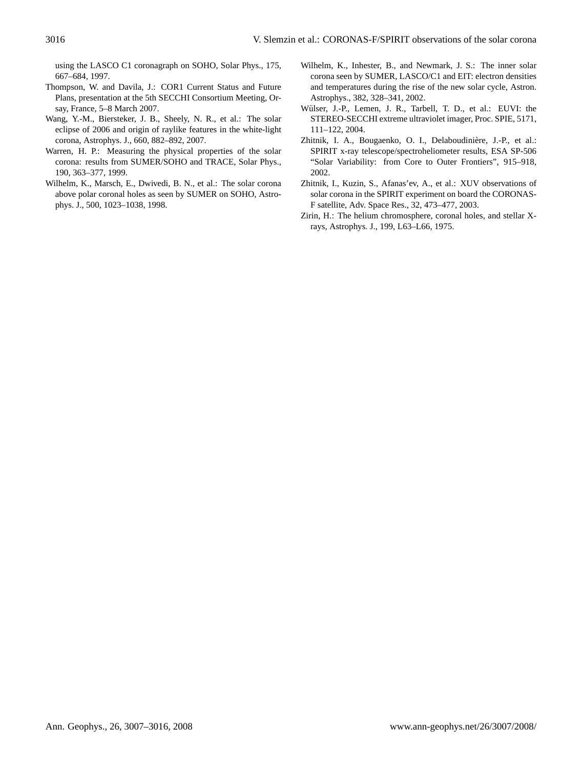using the LASCO C1 coronagraph on SOHO, Solar Phys., 175, 667–684, 1997.

Thompson, W. and Davila, J.: COR1 Current Status and Future Plans, presentation at the 5th SECCHI Consortium Meeting, Orsay, France, 5–8 March 2007.

Wang, Y.-M., Biersteker, J. B., Sheely, N. R., et al.: The solar eclipse of 2006 and origin of raylike features in the white-light corona, Astrophys. J., 660, 882–892, 2007.

Warren, H. P.: Measuring the physical properties of the solar corona: results from SUMER/SOHO and TRACE, Solar Phys., 190, 363–377, 1999.

Wilhelm, K., Marsch, E., Dwivedi, B. N., et al.: The solar corona above polar coronal holes as seen by SUMER on SOHO, Astrophys. J., 500, 1023–1038, 1998.

Wilhelm, K., Inhester, B., and Newmark, J. S.: The inner solar corona seen by SUMER, LASCO/C1 and EIT: electron densities and temperatures during the rise of the new solar cycle, Astron. Astrophys., 382, 328–341, 2002.

Wülser, J.-P., Lemen, J. R., Tarbell, T. D., et al.: EUVI: the STEREO-SECCHI extreme ultraviolet imager, Proc. SPIE, 5171, 111–122, 2004.

Zhitnik, I. A., Bougaenko, O. I., Delaboudinière, J.-P., et al.: SPIRIT x-ray telescope/spectroheliometer results, ESA SP-506 "Solar Variability: from Core to Outer Frontiers", 915–918, 2002.

Zhitnik, I., Kuzin, S., Afanas'ev, A., et al.: XUV observations of solar corona in the SPIRIT experiment on board the CORONAS-F satellite, Adv. Space Res., 32, 473–477, 2003.

Zirin, H.: The helium chromosphere, coronal holes, and stellar X-rays, Astrophys. J., 199, L63–L66, 1975.